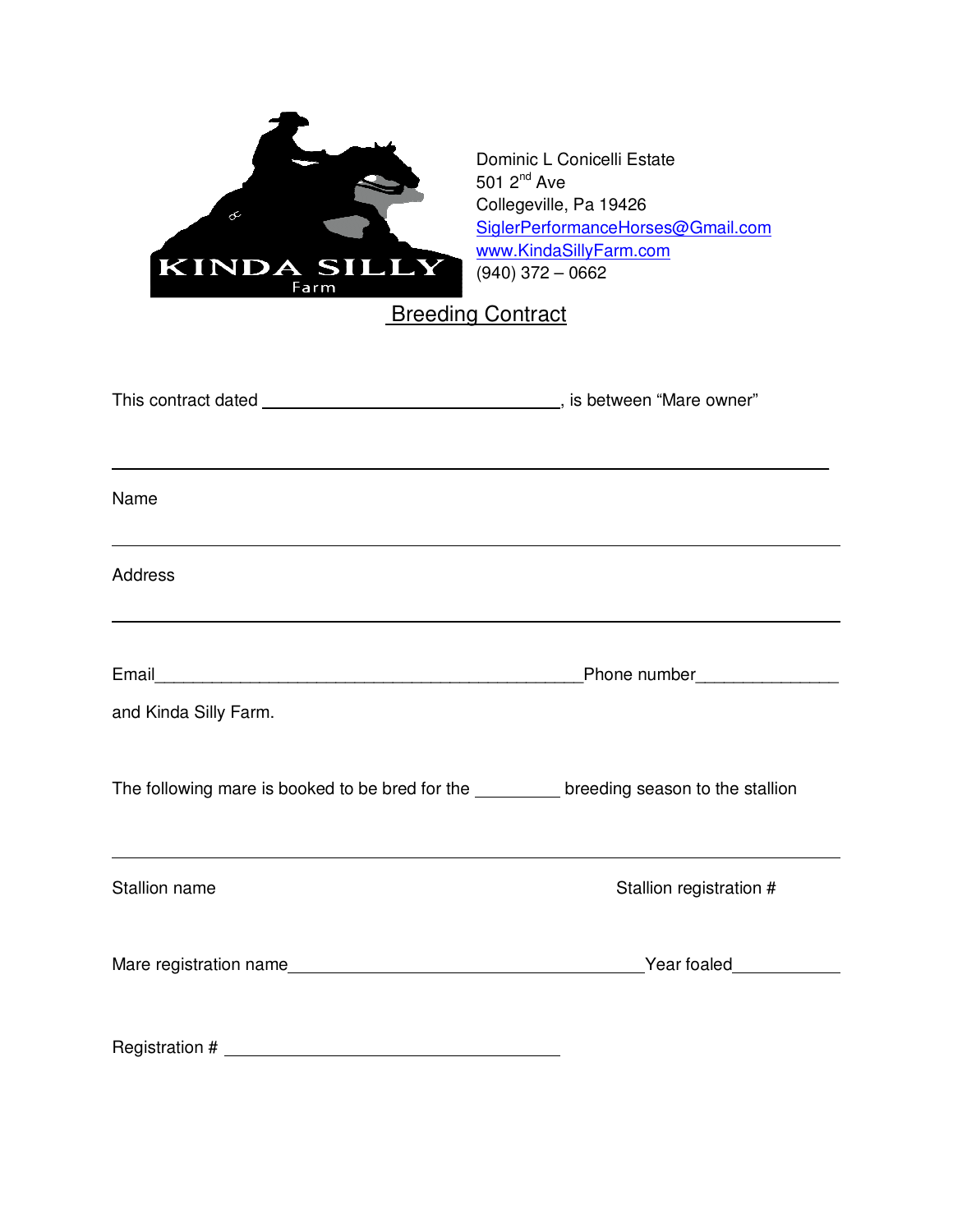KINDA SILLY Farm

Dominic L Conicelli Estate
501 2nd Ave
Collegeville, Pa 19426
SiglerPerformanceHorses@Gmail.com
www.KindaSillyFarm.com
(940) 372 – 0662

## Breeding Contract

This contract dated ________________________________, is between "Mare owner"

_______________________________________________________________________________

Name

_______________________________________________________________________________

Address

_______________________________________________________________________________

Email_______________________________________________Phone number______________

and Kinda Silly Farm.

The following mare is booked to be bred for the _________ breeding season to the stallion

_______________________________________________________________________________

Stallion name                                                                                    Stallion registration #

Mare registration name_______________________________________Year foaled___________

Registration # ____________________________________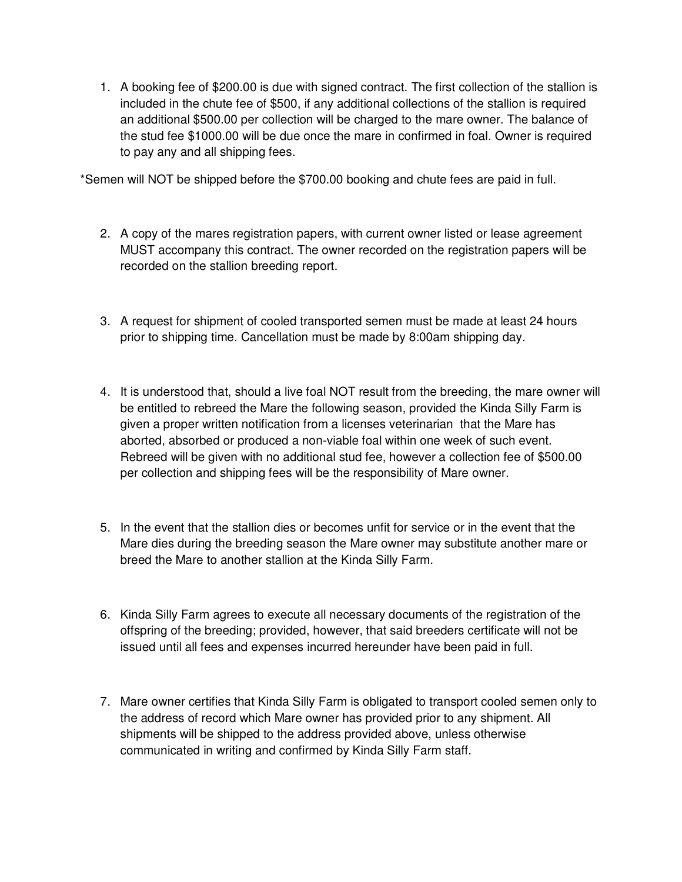1. A booking fee of $200.00 is due with signed contract. The first collection of the stallion is included in the chute fee of $500, if any additional collections of the stallion is required an additional $500.00 per collection will be charged to the mare owner. The balance of the stud fee $1000.00 will be due once the mare in confirmed in foal. Owner is required to pay any and all shipping fees.

*Semen will NOT be shipped before the $700.00 booking and chute fees are paid in full.

2. A copy of the mares registration papers, with current owner listed or lease agreement MUST accompany this contract. The owner recorded on the registration papers will be recorded on the stallion breeding report.

3. A request for shipment of cooled transported semen must be made at least 24 hours prior to shipping time. Cancellation must be made by 8:00am shipping day.

4. It is understood that, should a live foal NOT result from the breeding, the mare owner will be entitled to rebreed the Mare the following season, provided the Kinda Silly Farm is given a proper written notification from a licenses veterinarian that the Mare has aborted, absorbed or produced a non-viable foal within one week of such event. Rebreed will be given with no additional stud fee, however a collection fee of $500.00 per collection and shipping fees will be the responsibility of Mare owner.

5. In the event that the stallion dies or becomes unfit for service or in the event that the Mare dies during the breeding season the Mare owner may substitute another mare or breed the Mare to another stallion at the Kinda Silly Farm.

6. Kinda Silly Farm agrees to execute all necessary documents of the registration of the offspring of the breeding; provided, however, that said breeders certificate will not be issued until all fees and expenses incurred hereunder have been paid in full.

7. Mare owner certifies that Kinda Silly Farm is obligated to transport cooled semen only to the address of record which Mare owner has provided prior to any shipment. All shipments will be shipped to the address provided above, unless otherwise communicated in writing and confirmed by Kinda Silly Farm staff.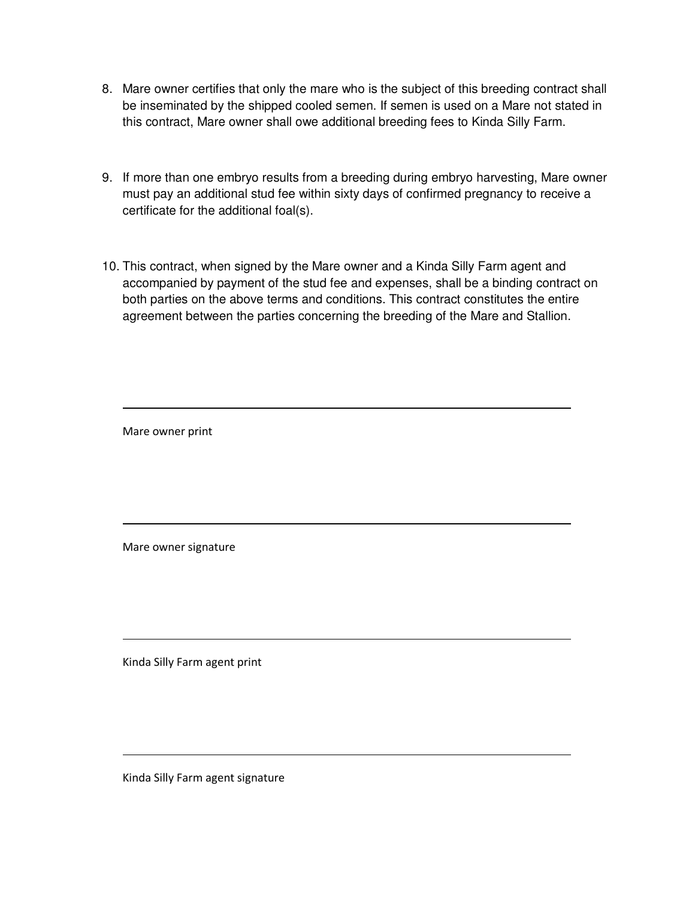8. Mare owner certifies that only the mare who is the subject of this breeding contract shall be inseminated by the shipped cooled semen. If semen is used on a Mare not stated in this contract, Mare owner shall owe additional breeding fees to Kinda Silly Farm.

9. If more than one embryo results from a breeding during embryo harvesting, Mare owner must pay an additional stud fee within sixty days of confirmed pregnancy to receive a certificate for the additional foal(s).

10. This contract, when signed by the Mare owner and a Kinda Silly Farm agent and accompanied by payment of the stud fee and expenses, shall be a binding contract on both parties on the above terms and conditions. This contract constitutes the entire agreement between the parties concerning the breeding of the Mare and Stallion.

---

Mare owner print

---

Mare owner signature

---

Kinda Silly Farm agent print

---

Kinda Silly Farm agent signature